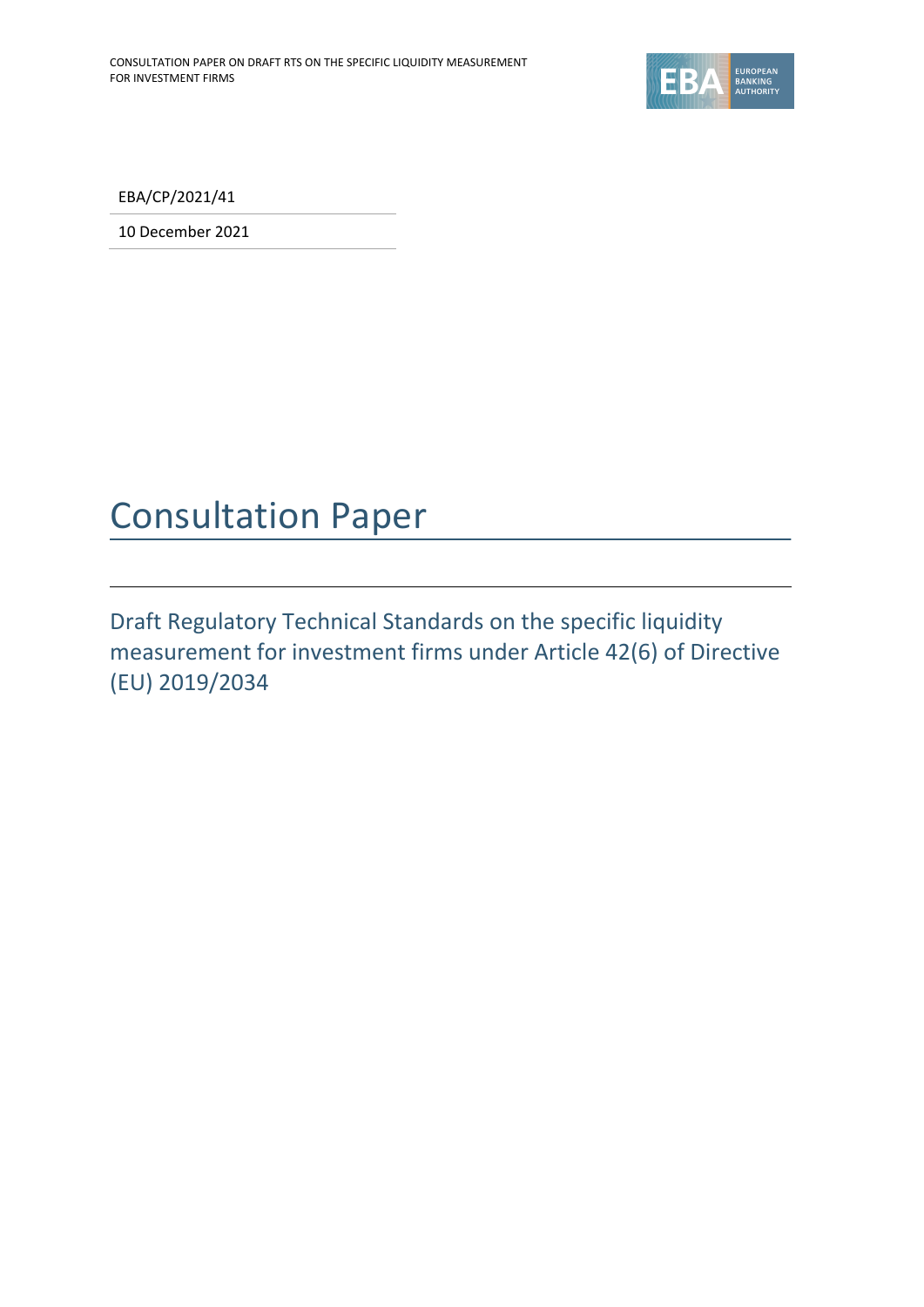EBA/CP/2021/41

10 December 2021

# Consultation Paper

## Draft Regulatory Technical Standards on the specific liquidity measurement for investment firms under Article 42(6) of Directive (EU) 2019/2034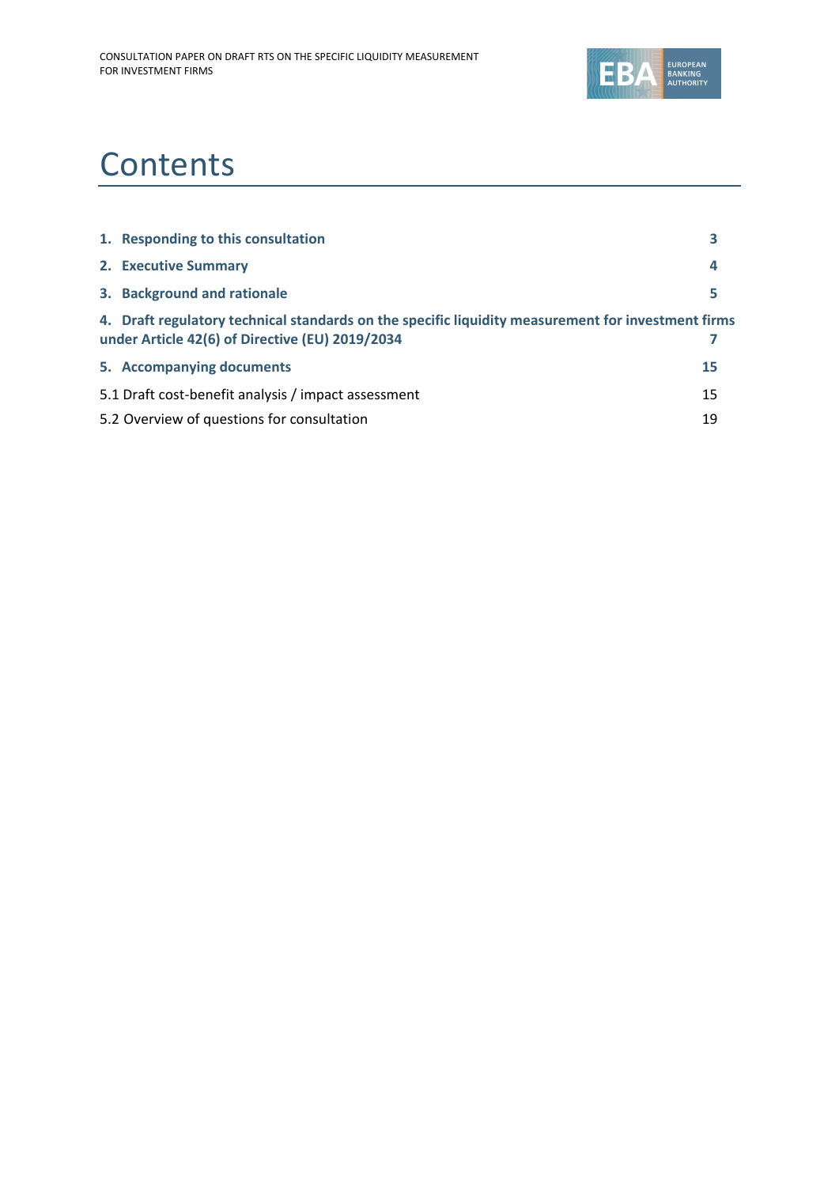# Contents

| | |
|---|---|
| **1. Responding to this consultation** | **3** |
| **2. Executive Summary** | **4** |
| **3. Background and rationale** | **5** |
| **4. Draft regulatory technical standards on the specific liquidity measurement for investment firms under Article 42(6) of Directive (EU) 2019/2034** | **7** |
| **5. Accompanying documents** | **15** |
| 5.1 Draft cost-benefit analysis / impact assessment | 15 |
| 5.2 Overview of questions for consultation | 19 |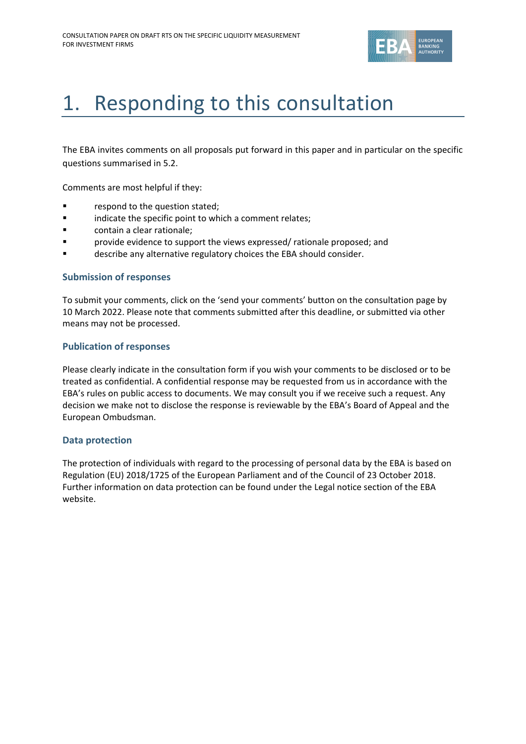# 1. Responding to this consultation

The EBA invites comments on all proposals put forward in this paper and in particular on the specific questions summarised in 5.2.

Comments are most helpful if they:

- respond to the question stated;
- indicate the specific point to which a comment relates;
- contain a clear rationale;
- provide evidence to support the views expressed/ rationale proposed; and
- describe any alternative regulatory choices the EBA should consider.

### Submission of responses

To submit your comments, click on the 'send your comments' button on the consultation page by 10 March 2022. Please note that comments submitted after this deadline, or submitted via other means may not be processed.

### Publication of responses

Please clearly indicate in the consultation form if you wish your comments to be disclosed or to be treated as confidential. A confidential response may be requested from us in accordance with the EBA's rules on public access to documents. We may consult you if we receive such a request. Any decision we make not to disclose the response is reviewable by the EBA's Board of Appeal and the European Ombudsman.

### Data protection

The protection of individuals with regard to the processing of personal data by the EBA is based on Regulation (EU) 2018/1725 of the European Parliament and of the Council of 23 October 2018. Further information on data protection can be found under the Legal notice section of the EBA website.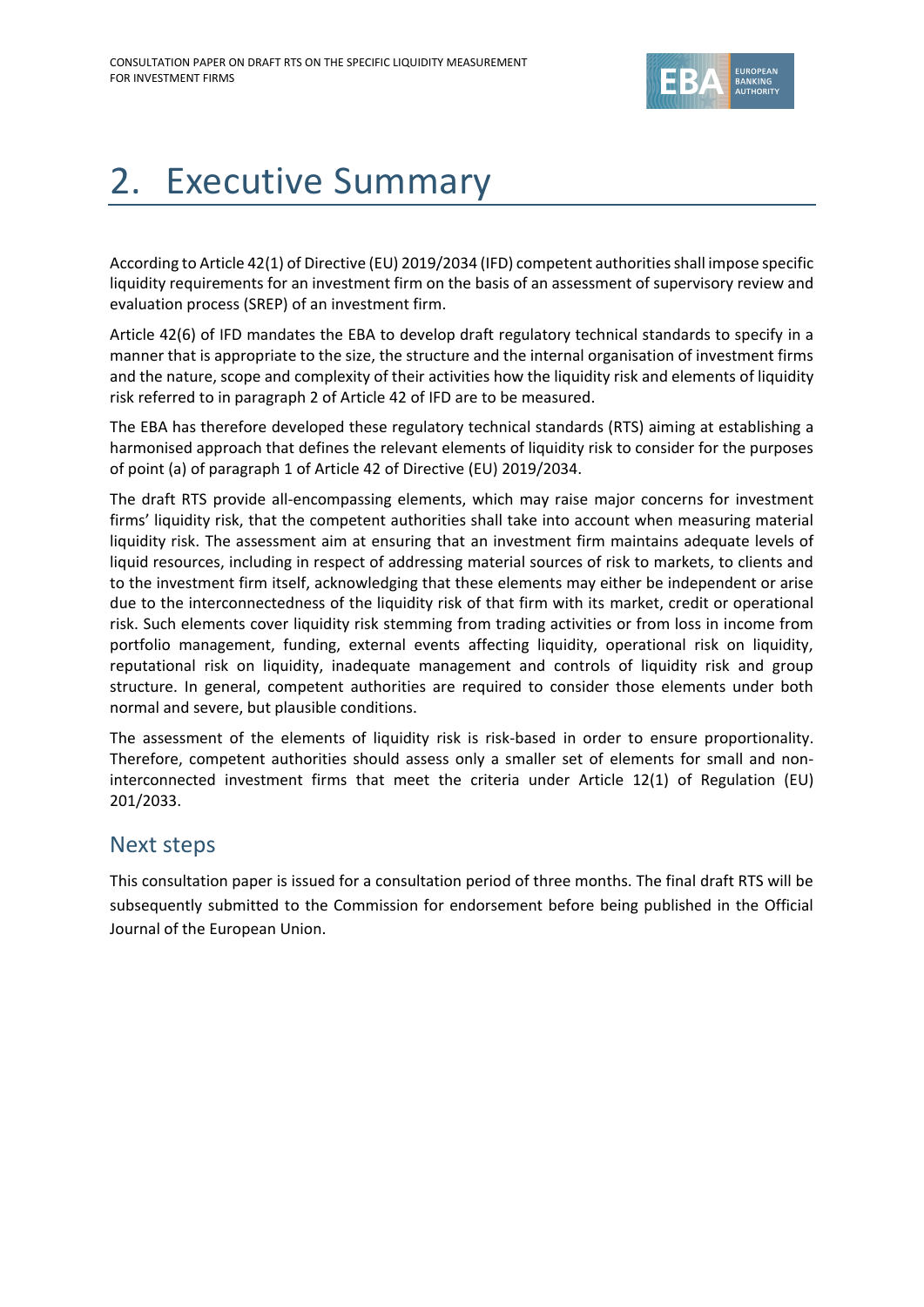# 2. Executive Summary

According to Article 42(1) of Directive (EU) 2019/2034 (IFD) competent authorities shall impose specific liquidity requirements for an investment firm on the basis of an assessment of supervisory review and evaluation process (SREP) of an investment firm.

Article 42(6) of IFD mandates the EBA to develop draft regulatory technical standards to specify in a manner that is appropriate to the size, the structure and the internal organisation of investment firms and the nature, scope and complexity of their activities how the liquidity risk and elements of liquidity risk referred to in paragraph 2 of Article 42 of IFD are to be measured.

The EBA has therefore developed these regulatory technical standards (RTS) aiming at establishing a harmonised approach that defines the relevant elements of liquidity risk to consider for the purposes of point (a) of paragraph 1 of Article 42 of Directive (EU) 2019/2034.

The draft RTS provide all-encompassing elements, which may raise major concerns for investment firms' liquidity risk, that the competent authorities shall take into account when measuring material liquidity risk. The assessment aim at ensuring that an investment firm maintains adequate levels of liquid resources, including in respect of addressing material sources of risk to markets, to clients and to the investment firm itself, acknowledging that these elements may either be independent or arise due to the interconnectedness of the liquidity risk of that firm with its market, credit or operational risk. Such elements cover liquidity risk stemming from trading activities or from loss in income from portfolio management, funding, external events affecting liquidity, operational risk on liquidity, reputational risk on liquidity, inadequate management and controls of liquidity risk and group structure. In general, competent authorities are required to consider those elements under both normal and severe, but plausible conditions.

The assessment of the elements of liquidity risk is risk-based in order to ensure proportionality. Therefore, competent authorities should assess only a smaller set of elements for small and non-interconnected investment firms that meet the criteria under Article 12(1) of Regulation (EU) 201/2033.

## Next steps

This consultation paper is issued for a consultation period of three months. The final draft RTS will be subsequently submitted to the Commission for endorsement before being published in the Official Journal of the European Union.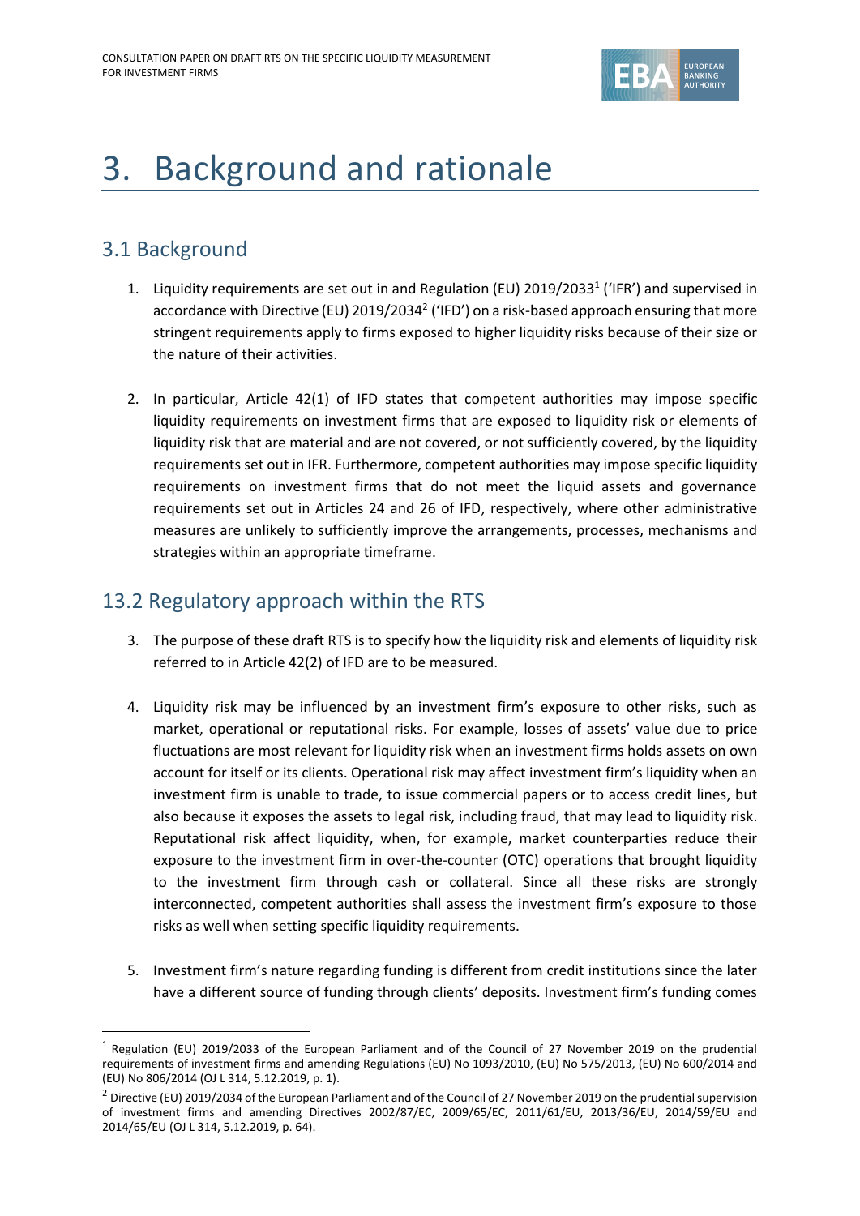# 3. Background and rationale

## 3.1 Background

1. Liquidity requirements are set out in and Regulation (EU) 2019/2033[1] ('IFR') and supervised in accordance with Directive (EU) 2019/2034[2] ('IFD') on a risk-based approach ensuring that more stringent requirements apply to firms exposed to higher liquidity risks because of their size or the nature of their activities.

2. In particular, Article 42(1) of IFD states that competent authorities may impose specific liquidity requirements on investment firms that are exposed to liquidity risk or elements of liquidity risk that are material and are not covered, or not sufficiently covered, by the liquidity requirements set out in IFR. Furthermore, competent authorities may impose specific liquidity requirements on investment firms that do not meet the liquid assets and governance requirements set out in Articles 24 and 26 of IFD, respectively, where other administrative measures are unlikely to sufficiently improve the arrangements, processes, mechanisms and strategies within an appropriate timeframe.

## 13.2 Regulatory approach within the RTS

3. The purpose of these draft RTS is to specify how the liquidity risk and elements of liquidity risk referred to in Article 42(2) of IFD are to be measured.

4. Liquidity risk may be influenced by an investment firm's exposure to other risks, such as market, operational or reputational risks. For example, losses of assets' value due to price fluctuations are most relevant for liquidity risk when an investment firms holds assets on own account for itself or its clients. Operational risk may affect investment firm's liquidity when an investment firm is unable to trade, to issue commercial papers or to access credit lines, but also because it exposes the assets to legal risk, including fraud, that may lead to liquidity risk. Reputational risk affect liquidity, when, for example, market counterparties reduce their exposure to the investment firm in over-the-counter (OTC) operations that brought liquidity to the investment firm through cash or collateral. Since all these risks are strongly interconnected, competent authorities shall assess the investment firm's exposure to those risks as well when setting specific liquidity requirements.

5. Investment firm's nature regarding funding is different from credit institutions since the later have a different source of funding through clients' deposits. Investment firm's funding comes

---

[1] Regulation (EU) 2019/2033 of the European Parliament and of the Council of 27 November 2019 on the prudential requirements of investment firms and amending Regulations (EU) No 1093/2010, (EU) No 575/2013, (EU) No 600/2014 and (EU) No 806/2014 (OJ L 314, 5.12.2019, p. 1).

[2] Directive (EU) 2019/2034 of the European Parliament and of the Council of 27 November 2019 on the prudential supervision of investment firms and amending Directives 2002/87/EC, 2009/65/EC, 2011/61/EU, 2013/36/EU, 2014/59/EU and 2014/65/EU (OJ L 314, 5.12.2019, p. 64).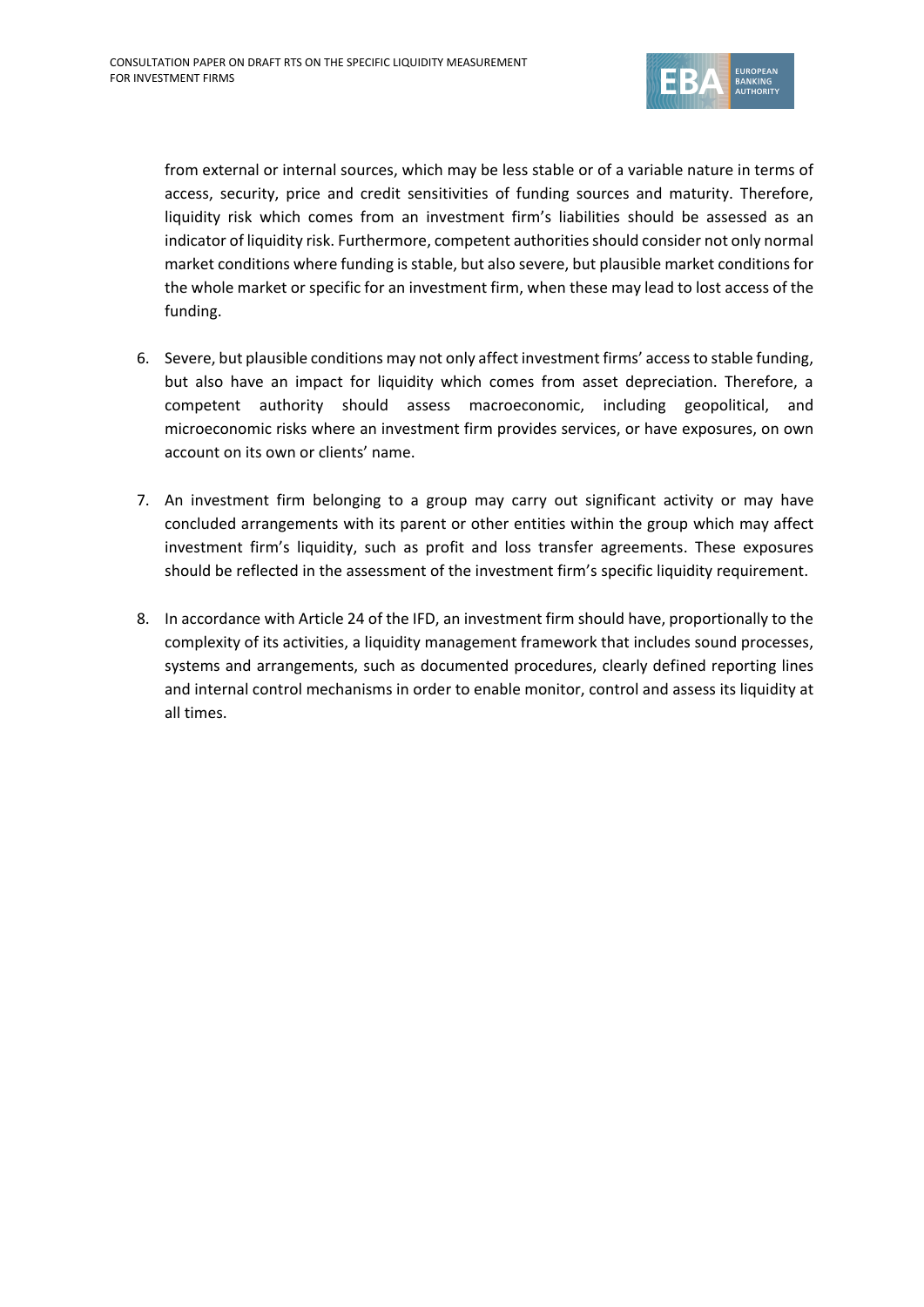from external or internal sources, which may be less stable or of a variable nature in terms of access, security, price and credit sensitivities of funding sources and maturity. Therefore, liquidity risk which comes from an investment firm's liabilities should be assessed as an indicator of liquidity risk. Furthermore, competent authorities should consider not only normal market conditions where funding is stable, but also severe, but plausible market conditions for the whole market or specific for an investment firm, when these may lead to lost access of the funding.

6. Severe, but plausible conditions may not only affect investment firms' access to stable funding, but also have an impact for liquidity which comes from asset depreciation. Therefore, a competent authority should assess macroeconomic, including geopolitical, and microeconomic risks where an investment firm provides services, or have exposures, on own account on its own or clients' name.

7. An investment firm belonging to a group may carry out significant activity or may have concluded arrangements with its parent or other entities within the group which may affect investment firm's liquidity, such as profit and loss transfer agreements. These exposures should be reflected in the assessment of the investment firm's specific liquidity requirement.

8. In accordance with Article 24 of the IFD, an investment firm should have, proportionally to the complexity of its activities, a liquidity management framework that includes sound processes, systems and arrangements, such as documented procedures, clearly defined reporting lines and internal control mechanisms in order to enable monitor, control and assess its liquidity at all times.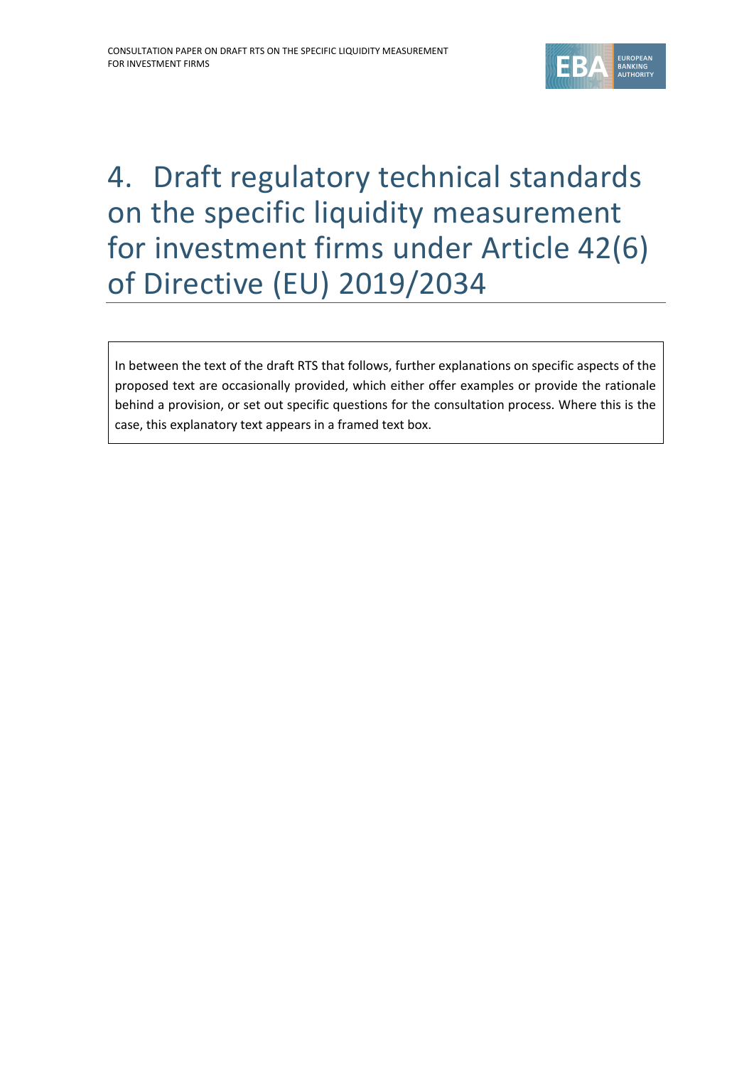# 4. Draft regulatory technical standards on the specific liquidity measurement for investment firms under Article 42(6) of Directive (EU) 2019/2034

> In between the text of the draft RTS that follows, further explanations on specific aspects of the proposed text are occasionally provided, which either offer examples or provide the rationale behind a provision, or set out specific questions for the consultation process. Where this is the case, this explanatory text appears in a framed text box.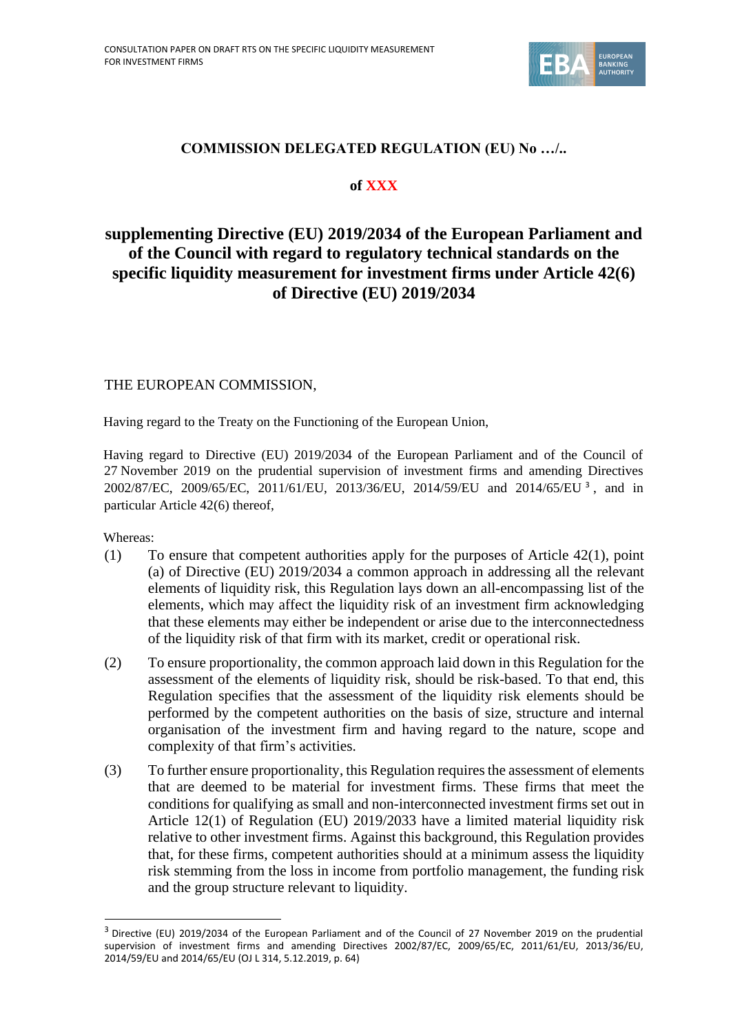**COMMISSION DELEGATED REGULATION (EU) No …/..**

**of XXX**

# supplementing Directive (EU) 2019/2034 of the European Parliament and of the Council with regard to regulatory technical standards on the specific liquidity measurement for investment firms under Article 42(6) of Directive (EU) 2019/2034

THE EUROPEAN COMMISSION,

Having regard to the Treaty on the Functioning of the European Union,

Having regard to Directive (EU) 2019/2034 of the European Parliament and of the Council of 27 November 2019 on the prudential supervision of investment firms and amending Directives 2002/87/EC, 2009/65/EC, 2011/61/EU, 2013/36/EU, 2014/59/EU and 2014/65/EU [3], and in particular Article 42(6) thereof,

Whereas:

(1) To ensure that competent authorities apply for the purposes of Article 42(1), point (a) of Directive (EU) 2019/2034 a common approach in addressing all the relevant elements of liquidity risk, this Regulation lays down an all-encompassing list of the elements, which may affect the liquidity risk of an investment firm acknowledging that these elements may either be independent or arise due to the interconnectedness of the liquidity risk of that firm with its market, credit or operational risk.

(2) To ensure proportionality, the common approach laid down in this Regulation for the assessment of the elements of liquidity risk, should be risk-based. To that end, this Regulation specifies that the assessment of the liquidity risk elements should be performed by the competent authorities on the basis of size, structure and internal organisation of the investment firm and having regard to the nature, scope and complexity of that firm's activities.

(3) To further ensure proportionality, this Regulation requires the assessment of elements that are deemed to be material for investment firms. These firms that meet the conditions for qualifying as small and non-interconnected investment firms set out in Article 12(1) of Regulation (EU) 2019/2033 have a limited material liquidity risk relative to other investment firms. Against this background, this Regulation provides that, for these firms, competent authorities should at a minimum assess the liquidity risk stemming from the loss in income from portfolio management, the funding risk and the group structure relevant to liquidity.

[3] Directive (EU) 2019/2034 of the European Parliament and of the Council of 27 November 2019 on the prudential supervision of investment firms and amending Directives 2002/87/EC, 2009/65/EC, 2011/61/EU, 2013/36/EU, 2014/59/EU and 2014/65/EU (OJ L 314, 5.12.2019, p. 64)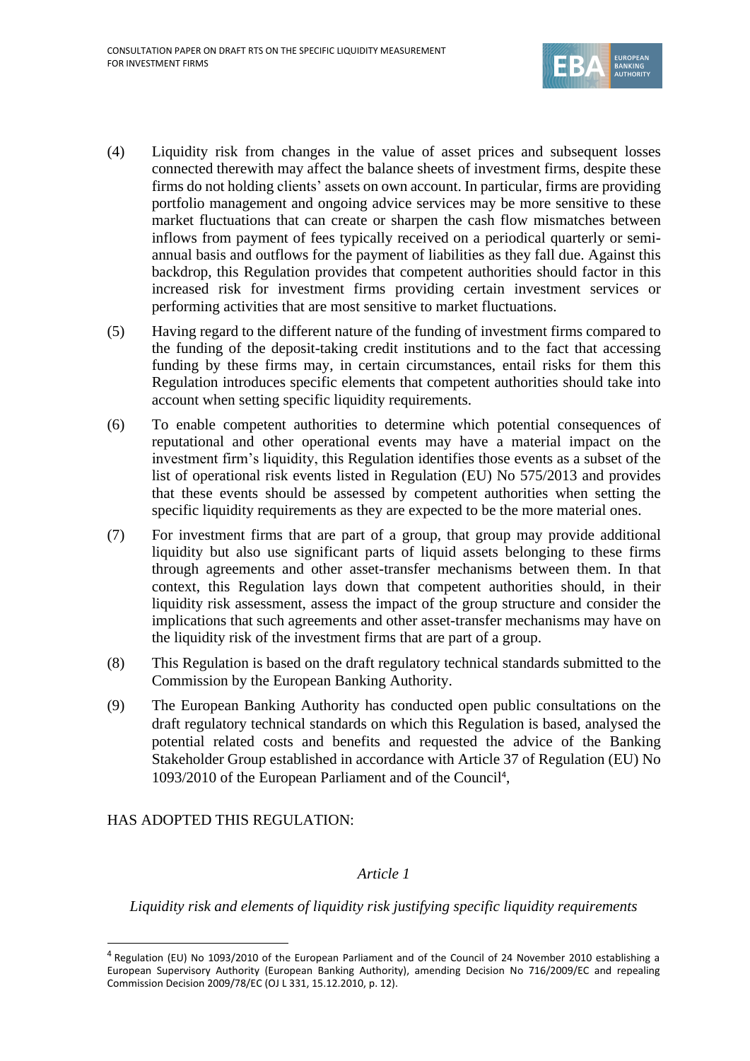(4) Liquidity risk from changes in the value of asset prices and subsequent losses connected therewith may affect the balance sheets of investment firms, despite these firms do not holding clients' assets on own account. In particular, firms are providing portfolio management and ongoing advice services may be more sensitive to these market fluctuations that can create or sharpen the cash flow mismatches between inflows from payment of fees typically received on a periodical quarterly or semi-annual basis and outflows for the payment of liabilities as they fall due. Against this backdrop, this Regulation provides that competent authorities should factor in this increased risk for investment firms providing certain investment services or performing activities that are most sensitive to market fluctuations.

(5) Having regard to the different nature of the funding of investment firms compared to the funding of the deposit-taking credit institutions and to the fact that accessing funding by these firms may, in certain circumstances, entail risks for them this Regulation introduces specific elements that competent authorities should take into account when setting specific liquidity requirements.

(6) To enable competent authorities to determine which potential consequences of reputational and other operational events may have a material impact on the investment firm's liquidity, this Regulation identifies those events as a subset of the list of operational risk events listed in Regulation (EU) No 575/2013 and provides that these events should be assessed by competent authorities when setting the specific liquidity requirements as they are expected to be the more material ones.

(7) For investment firms that are part of a group, that group may provide additional liquidity but also use significant parts of liquid assets belonging to these firms through agreements and other asset-transfer mechanisms between them. In that context, this Regulation lays down that competent authorities should, in their liquidity risk assessment, assess the impact of the group structure and consider the implications that such agreements and other asset-transfer mechanisms may have on the liquidity risk of the investment firms that are part of a group.

(8) This Regulation is based on the draft regulatory technical standards submitted to the Commission by the European Banking Authority.

(9) The European Banking Authority has conducted open public consultations on the draft regulatory technical standards on which this Regulation is based, analysed the potential related costs and benefits and requested the advice of the Banking Stakeholder Group established in accordance with Article 37 of Regulation (EU) No 1093/2010 of the European Parliament and of the Council[4],

HAS ADOPTED THIS REGULATION:

*Article 1*

*Liquidity risk and elements of liquidity risk justifying specific liquidity requirements*

---

[4] Regulation (EU) No 1093/2010 of the European Parliament and of the Council of 24 November 2010 establishing a European Supervisory Authority (European Banking Authority), amending Decision No 716/2009/EC and repealing Commission Decision 2009/78/EC (OJ L 331, 15.12.2010, p. 12).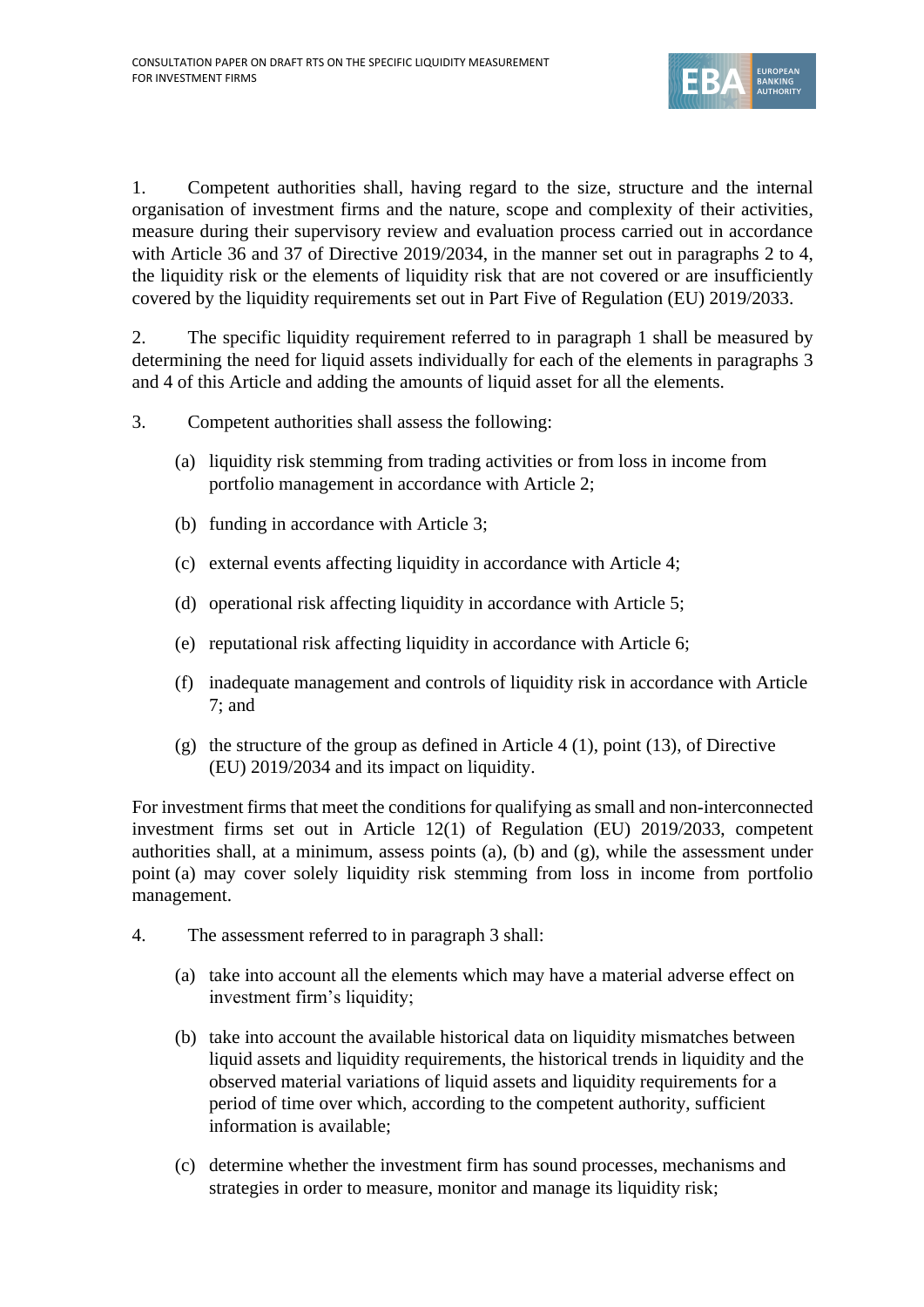1. Competent authorities shall, having regard to the size, structure and the internal organisation of investment firms and the nature, scope and complexity of their activities, measure during their supervisory review and evaluation process carried out in accordance with Article 36 and 37 of Directive 2019/2034, in the manner set out in paragraphs 2 to 4, the liquidity risk or the elements of liquidity risk that are not covered or are insufficiently covered by the liquidity requirements set out in Part Five of Regulation (EU) 2019/2033.

2. The specific liquidity requirement referred to in paragraph 1 shall be measured by determining the need for liquid assets individually for each of the elements in paragraphs 3 and 4 of this Article and adding the amounts of liquid asset for all the elements.

3. Competent authorities shall assess the following:

  (a) liquidity risk stemming from trading activities or from loss in income from portfolio management in accordance with Article 2;

  (b) funding in accordance with Article 3;

  (c) external events affecting liquidity in accordance with Article 4;

  (d) operational risk affecting liquidity in accordance with Article 5;

  (e) reputational risk affecting liquidity in accordance with Article 6;

  (f) inadequate management and controls of liquidity risk in accordance with Article 7; and

  (g) the structure of the group as defined in Article 4 (1), point (13), of Directive (EU) 2019/2034 and its impact on liquidity.

For investment firms that meet the conditions for qualifying as small and non-interconnected investment firms set out in Article 12(1) of Regulation (EU) 2019/2033, competent authorities shall, at a minimum, assess points (a), (b) and (g), while the assessment under point (a) may cover solely liquidity risk stemming from loss in income from portfolio management.

4. The assessment referred to in paragraph 3 shall:

  (a) take into account all the elements which may have a material adverse effect on investment firm's liquidity;

  (b) take into account the available historical data on liquidity mismatches between liquid assets and liquidity requirements, the historical trends in liquidity and the observed material variations of liquid assets and liquidity requirements for a period of time over which, according to the competent authority, sufficient information is available;

  (c) determine whether the investment firm has sound processes, mechanisms and strategies in order to measure, monitor and manage its liquidity risk;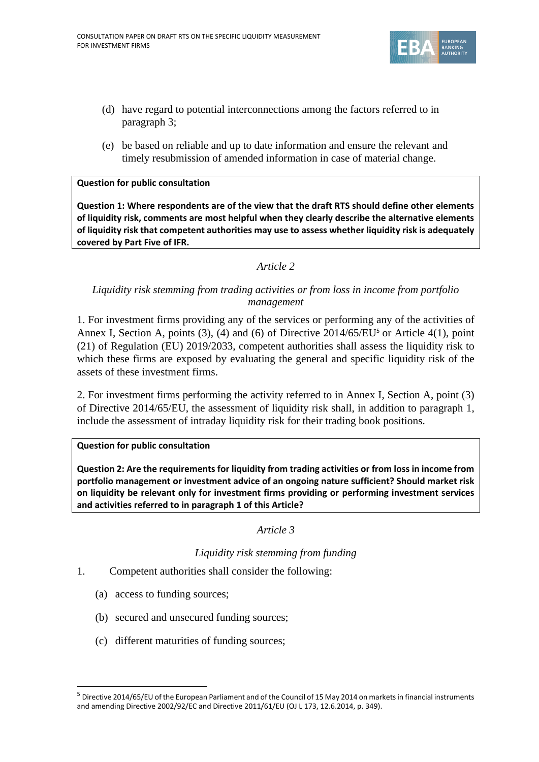(d) have regard to potential interconnections among the factors referred to in paragraph 3;

(e) be based on reliable and up to date information and ensure the relevant and timely resubmission of amended information in case of material change.

> **Question for public consultation**
>
> **Question 1: Where respondents are of the view that the draft RTS should define other elements of liquidity risk, comments are most helpful when they clearly describe the alternative elements of liquidity risk that competent authorities may use to assess whether liquidity risk is adequately covered by Part Five of IFR.**

*Article 2*

*Liquidity risk stemming from trading activities or from loss in income from portfolio management*

1. For investment firms providing any of the services or performing any of the activities of Annex I, Section A, points (3), (4) and (6) of Directive 2014/65/EU[5] or Article 4(1), point (21) of Regulation (EU) 2019/2033, competent authorities shall assess the liquidity risk to which these firms are exposed by evaluating the general and specific liquidity risk of the assets of these investment firms.

2. For investment firms performing the activity referred to in Annex I, Section A, point (3) of Directive 2014/65/EU, the assessment of liquidity risk shall, in addition to paragraph 1, include the assessment of intraday liquidity risk for their trading book positions.

> **Question for public consultation**
>
> **Question 2: Are the requirements for liquidity from trading activities or from loss in income from portfolio management or investment advice of an ongoing nature sufficient? Should market risk on liquidity be relevant only for investment firms providing or performing investment services and activities referred to in paragraph 1 of this Article?**

*Article 3*

*Liquidity risk stemming from funding*

1. Competent authorities shall consider the following:

   (a) access to funding sources;

   (b) secured and unsecured funding sources;

   (c) different maturities of funding sources;

---

[5] Directive 2014/65/EU of the European Parliament and of the Council of 15 May 2014 on markets in financial instruments and amending Directive 2002/92/EC and Directive 2011/61/EU (OJ L 173, 12.6.2014, p. 349).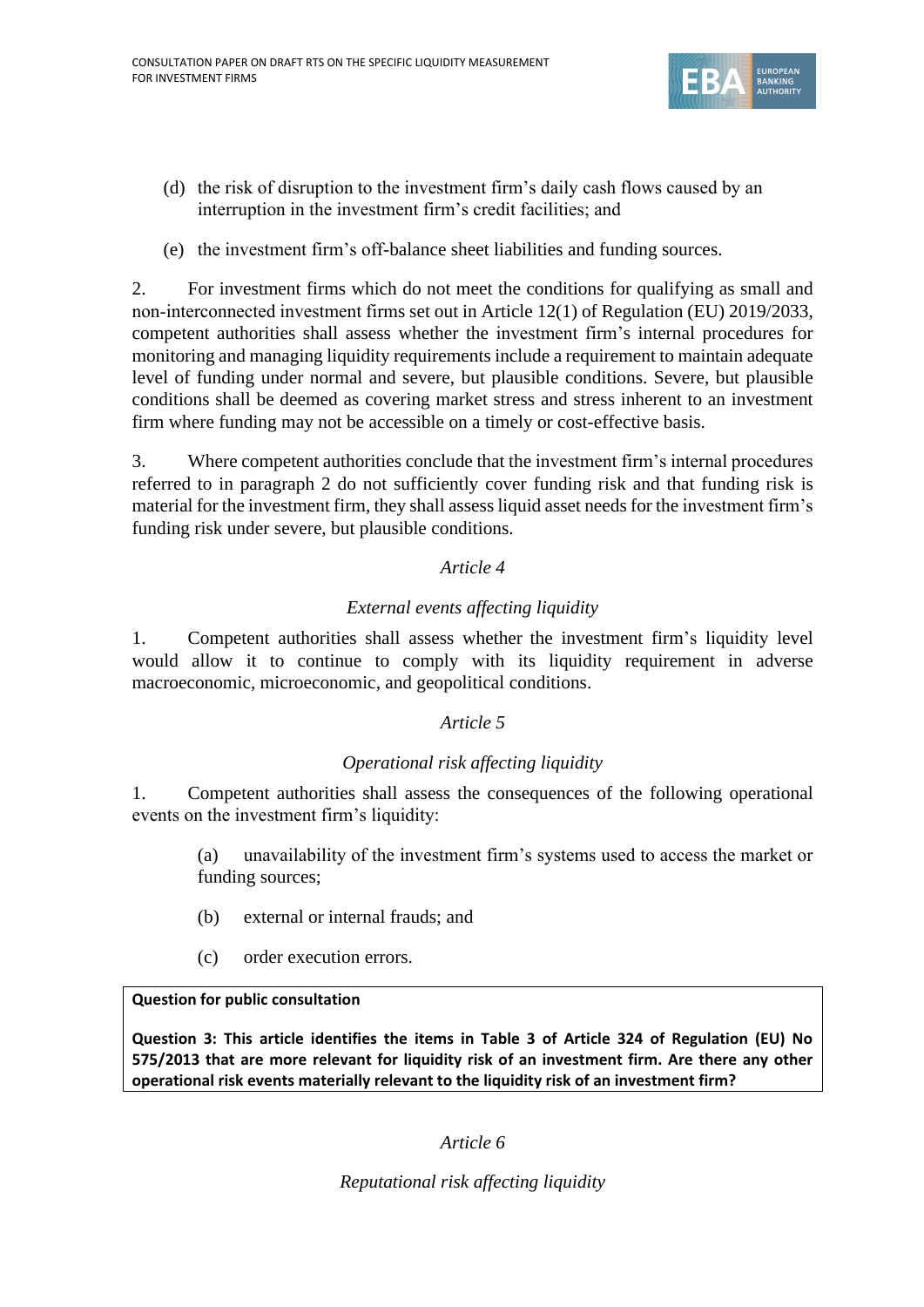(d) the risk of disruption to the investment firm's daily cash flows caused by an interruption in the investment firm's credit facilities; and

(e) the investment firm's off-balance sheet liabilities and funding sources.

2. For investment firms which do not meet the conditions for qualifying as small and non-interconnected investment firms set out in Article 12(1) of Regulation (EU) 2019/2033, competent authorities shall assess whether the investment firm's internal procedures for monitoring and managing liquidity requirements include a requirement to maintain adequate level of funding under normal and severe, but plausible conditions. Severe, but plausible conditions shall be deemed as covering market stress and stress inherent to an investment firm where funding may not be accessible on a timely or cost-effective basis.

3. Where competent authorities conclude that the investment firm's internal procedures referred to in paragraph 2 do not sufficiently cover funding risk and that funding risk is material for the investment firm, they shall assess liquid asset needs for the investment firm's funding risk under severe, but plausible conditions.

*Article 4*

*External events affecting liquidity*

1. Competent authorities shall assess whether the investment firm's liquidity level would allow it to continue to comply with its liquidity requirement in adverse macroeconomic, microeconomic, and geopolitical conditions.

*Article 5*

*Operational risk affecting liquidity*

1. Competent authorities shall assess the consequences of the following operational events on the investment firm's liquidity:

(a) unavailability of the investment firm's systems used to access the market or funding sources;

(b) external or internal frauds; and

(c) order execution errors.

| **Question for public consultation** |
|---|
| **Question 3: This article identifies the items in Table 3 of Article 324 of Regulation (EU) No 575/2013 that are more relevant for liquidity risk of an investment firm. Are there any other operational risk events materially relevant to the liquidity risk of an investment firm?** |

*Article 6*

*Reputational risk affecting liquidity*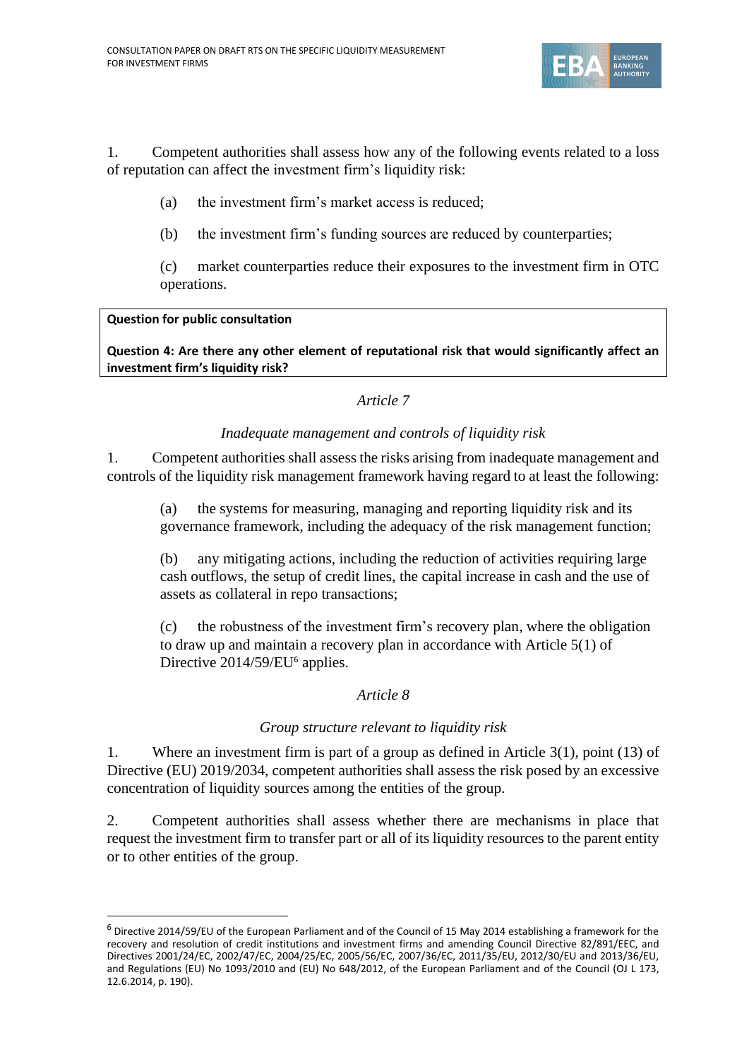1. Competent authorities shall assess how any of the following events related to a loss of reputation can affect the investment firm's liquidity risk:

(a) the investment firm's market access is reduced;

(b) the investment firm's funding sources are reduced by counterparties;

(c) market counterparties reduce their exposures to the investment firm in OTC operations.

| **Question for public consultation** |
| --- |
| **Question 4: Are there any other element of reputational risk that would significantly affect an investment firm's liquidity risk?** |

*Article 7*

*Inadequate management and controls of liquidity risk*

1. Competent authorities shall assess the risks arising from inadequate management and controls of the liquidity risk management framework having regard to at least the following:

(a) the systems for measuring, managing and reporting liquidity risk and its governance framework, including the adequacy of the risk management function;

(b) any mitigating actions, including the reduction of activities requiring large cash outflows, the setup of credit lines, the capital increase in cash and the use of assets as collateral in repo transactions;

(c) the robustness of the investment firm's recovery plan, where the obligation to draw up and maintain a recovery plan in accordance with Article 5(1) of Directive 2014/59/EU[6] applies.

*Article 8*

*Group structure relevant to liquidity risk*

1. Where an investment firm is part of a group as defined in Article 3(1), point (13) of Directive (EU) 2019/2034, competent authorities shall assess the risk posed by an excessive concentration of liquidity sources among the entities of the group.

2. Competent authorities shall assess whether there are mechanisms in place that request the investment firm to transfer part or all of its liquidity resources to the parent entity or to other entities of the group.

---

[6] Directive 2014/59/EU of the European Parliament and of the Council of 15 May 2014 establishing a framework for the recovery and resolution of credit institutions and investment firms and amending Council Directive 82/891/EEC, and Directives 2001/24/EC, 2002/47/EC, 2004/25/EC, 2005/56/EC, 2007/36/EC, 2011/35/EU, 2012/30/EU and 2013/36/EU, and Regulations (EU) No 1093/2010 and (EU) No 648/2012, of the European Parliament and of the Council (OJ L 173, 12.6.2014, p. 190).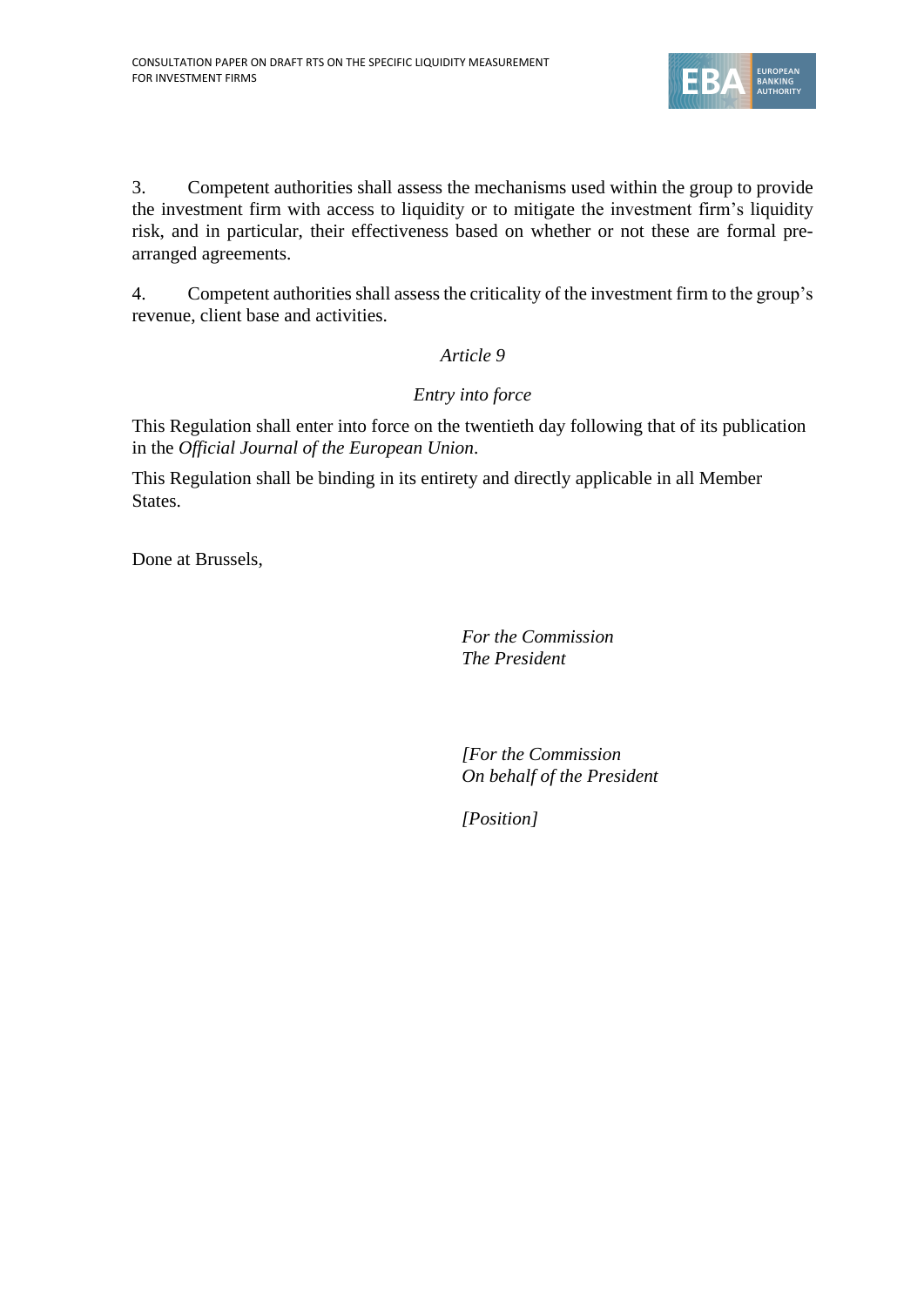3. Competent authorities shall assess the mechanisms used within the group to provide the investment firm with access to liquidity or to mitigate the investment firm's liquidity risk, and in particular, their effectiveness based on whether or not these are formal pre-arranged agreements.

4. Competent authorities shall assess the criticality of the investment firm to the group's revenue, client base and activities.

*Article 9*

*Entry into force*

This Regulation shall enter into force on the twentieth day following that of its publication in the *Official Journal of the European Union*.

This Regulation shall be binding in its entirety and directly applicable in all Member States.

Done at Brussels,

*For the Commission*
*The President*

*[For the Commission*
*On behalf of the President*

*[Position]*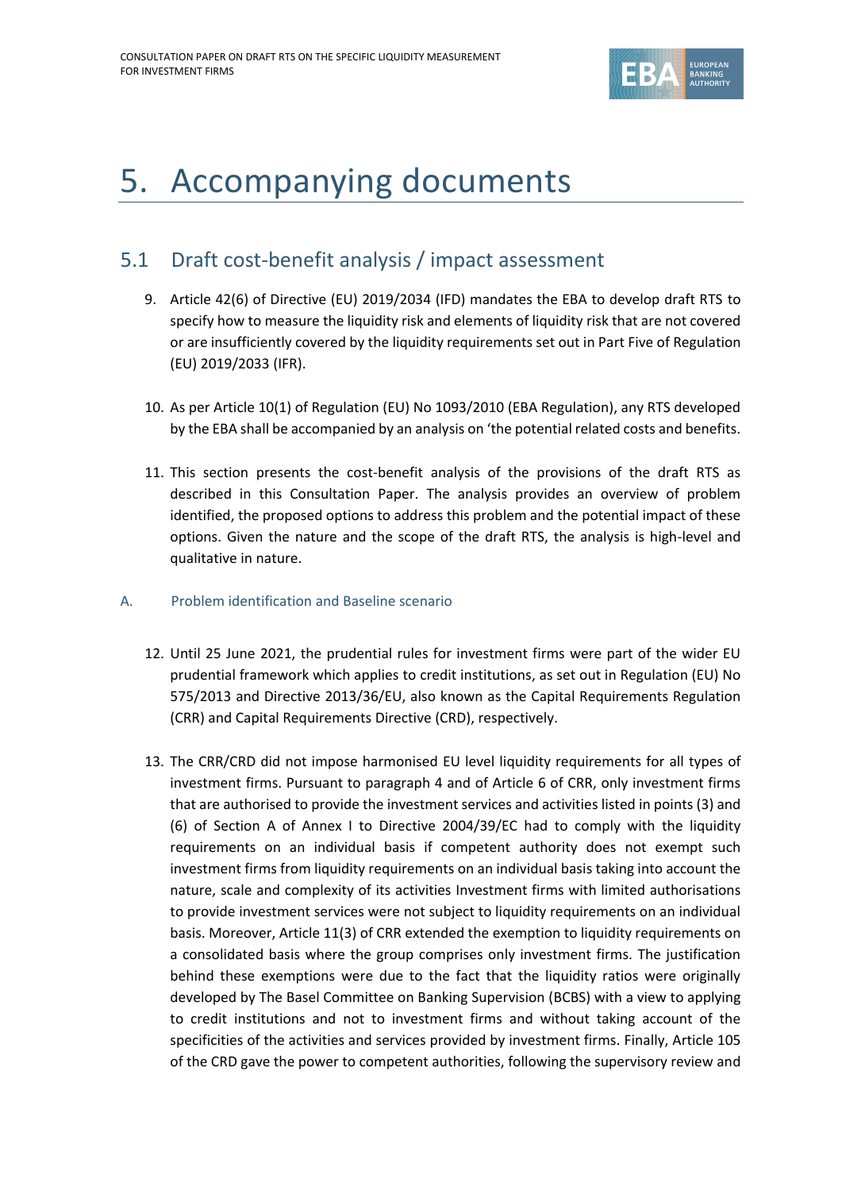# 5. Accompanying documents

## 5.1 Draft cost-benefit analysis / impact assessment

9. Article 42(6) of Directive (EU) 2019/2034 (IFD) mandates the EBA to develop draft RTS to specify how to measure the liquidity risk and elements of liquidity risk that are not covered or are insufficiently covered by the liquidity requirements set out in Part Five of Regulation (EU) 2019/2033 (IFR).

10. As per Article 10(1) of Regulation (EU) No 1093/2010 (EBA Regulation), any RTS developed by the EBA shall be accompanied by an analysis on 'the potential related costs and benefits.

11. This section presents the cost-benefit analysis of the provisions of the draft RTS as described in this Consultation Paper. The analysis provides an overview of problem identified, the proposed options to address this problem and the potential impact of these options. Given the nature and the scope of the draft RTS, the analysis is high-level and qualitative in nature.

### A. Problem identification and Baseline scenario

12. Until 25 June 2021, the prudential rules for investment firms were part of the wider EU prudential framework which applies to credit institutions, as set out in Regulation (EU) No 575/2013 and Directive 2013/36/EU, also known as the Capital Requirements Regulation (CRR) and Capital Requirements Directive (CRD), respectively.

13. The CRR/CRD did not impose harmonised EU level liquidity requirements for all types of investment firms. Pursuant to paragraph 4 and of Article 6 of CRR, only investment firms that are authorised to provide the investment services and activities listed in points (3) and (6) of Section A of Annex I to Directive 2004/39/EC had to comply with the liquidity requirements on an individual basis if competent authority does not exempt such investment firms from liquidity requirements on an individual basis taking into account the nature, scale and complexity of its activities Investment firms with limited authorisations to provide investment services were not subject to liquidity requirements on an individual basis. Moreover, Article 11(3) of CRR extended the exemption to liquidity requirements on a consolidated basis where the group comprises only investment firms. The justification behind these exemptions were due to the fact that the liquidity ratios were originally developed by The Basel Committee on Banking Supervision (BCBS) with a view to applying to credit institutions and not to investment firms and without taking account of the specificities of the activities and services provided by investment firms. Finally, Article 105 of the CRD gave the power to competent authorities, following the supervisory review and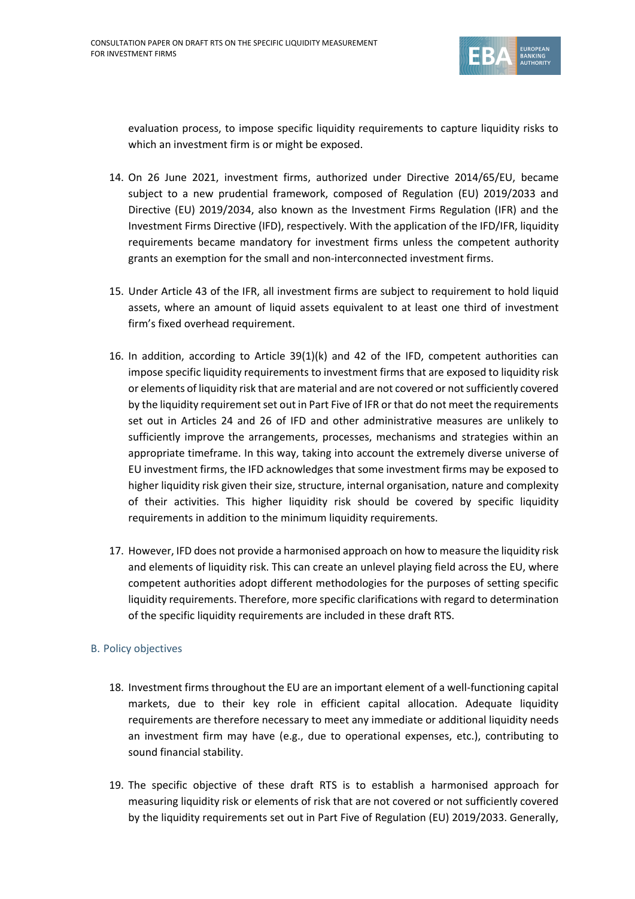evaluation process, to impose specific liquidity requirements to capture liquidity risks to which an investment firm is or might be exposed.

14. On 26 June 2021, investment firms, authorized under Directive 2014/65/EU, became subject to a new prudential framework, composed of Regulation (EU) 2019/2033 and Directive (EU) 2019/2034, also known as the Investment Firms Regulation (IFR) and the Investment Firms Directive (IFD), respectively. With the application of the IFD/IFR, liquidity requirements became mandatory for investment firms unless the competent authority grants an exemption for the small and non-interconnected investment firms.

15. Under Article 43 of the IFR, all investment firms are subject to requirement to hold liquid assets, where an amount of liquid assets equivalent to at least one third of investment firm's fixed overhead requirement.

16. In addition, according to Article 39(1)(k) and 42 of the IFD, competent authorities can impose specific liquidity requirements to investment firms that are exposed to liquidity risk or elements of liquidity risk that are material and are not covered or not sufficiently covered by the liquidity requirement set out in Part Five of IFR or that do not meet the requirements set out in Articles 24 and 26 of IFD and other administrative measures are unlikely to sufficiently improve the arrangements, processes, mechanisms and strategies within an appropriate timeframe. In this way, taking into account the extremely diverse universe of EU investment firms, the IFD acknowledges that some investment firms may be exposed to higher liquidity risk given their size, structure, internal organisation, nature and complexity of their activities. This higher liquidity risk should be covered by specific liquidity requirements in addition to the minimum liquidity requirements.

17. However, IFD does not provide a harmonised approach on how to measure the liquidity risk and elements of liquidity risk. This can create an unlevel playing field across the EU, where competent authorities adopt different methodologies for the purposes of setting specific liquidity requirements. Therefore, more specific clarifications with regard to determination of the specific liquidity requirements are included in these draft RTS.

### B. Policy objectives

18. Investment firms throughout the EU are an important element of a well-functioning capital markets, due to their key role in efficient capital allocation. Adequate liquidity requirements are therefore necessary to meet any immediate or additional liquidity needs an investment firm may have (e.g., due to operational expenses, etc.), contributing to sound financial stability.

19. The specific objective of these draft RTS is to establish a harmonised approach for measuring liquidity risk or elements of risk that are not covered or not sufficiently covered by the liquidity requirements set out in Part Five of Regulation (EU) 2019/2033. Generally,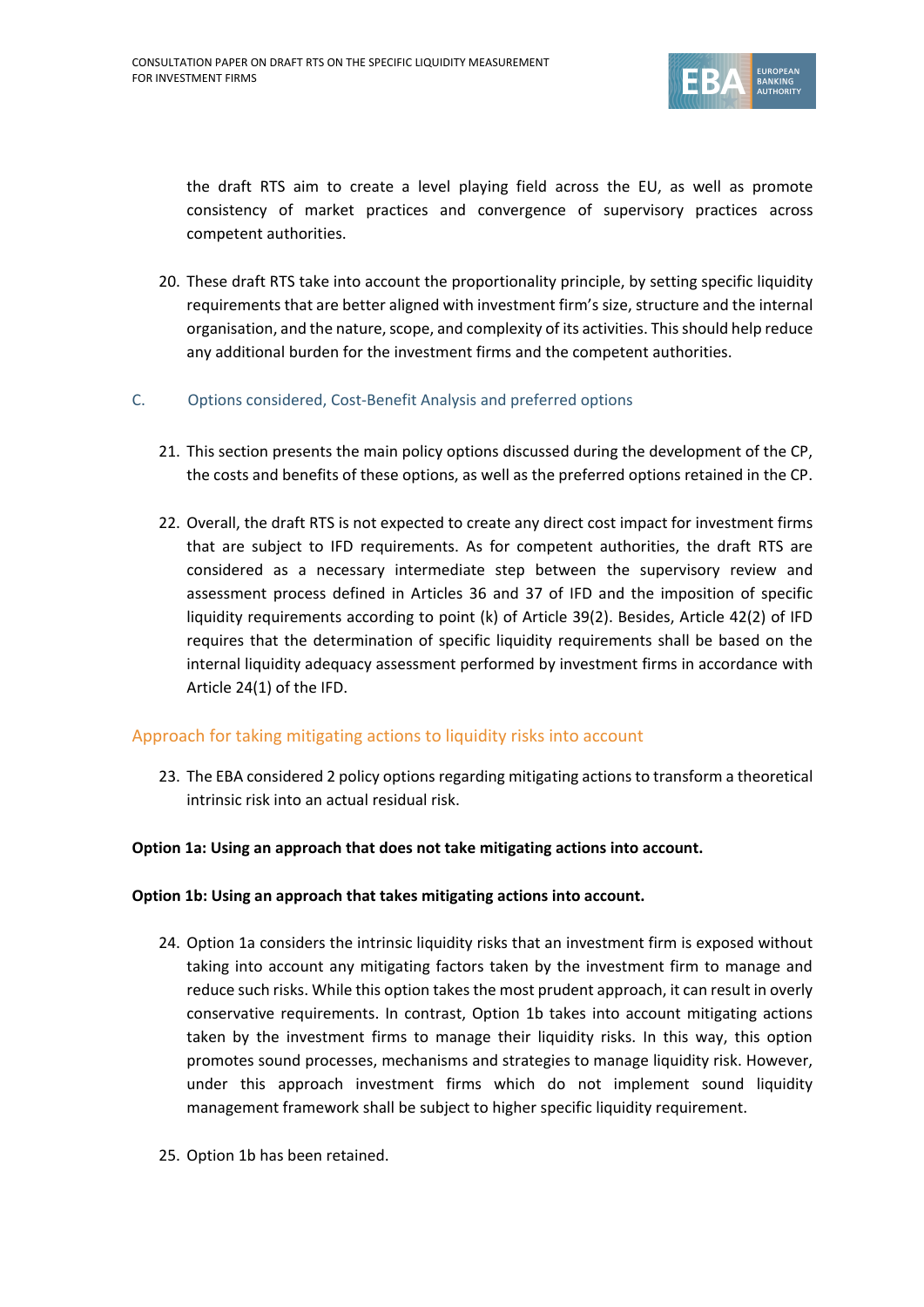the draft RTS aim to create a level playing field across the EU, as well as promote consistency of market practices and convergence of supervisory practices across competent authorities.

20. These draft RTS take into account the proportionality principle, by setting specific liquidity requirements that are better aligned with investment firm's size, structure and the internal organisation, and the nature, scope, and complexity of its activities. This should help reduce any additional burden for the investment firms and the competent authorities.

## C. Options considered, Cost-Benefit Analysis and preferred options

21. This section presents the main policy options discussed during the development of the CP, the costs and benefits of these options, as well as the preferred options retained in the CP.

22. Overall, the draft RTS is not expected to create any direct cost impact for investment firms that are subject to IFD requirements. As for competent authorities, the draft RTS are considered as a necessary intermediate step between the supervisory review and assessment process defined in Articles 36 and 37 of IFD and the imposition of specific liquidity requirements according to point (k) of Article 39(2). Besides, Article 42(2) of IFD requires that the determination of specific liquidity requirements shall be based on the internal liquidity adequacy assessment performed by investment firms in accordance with Article 24(1) of the IFD.

### Approach for taking mitigating actions to liquidity risks into account

23. The EBA considered 2 policy options regarding mitigating actions to transform a theoretical intrinsic risk into an actual residual risk.

**Option 1a: Using an approach that does not take mitigating actions into account.**

**Option 1b: Using an approach that takes mitigating actions into account.**

24. Option 1a considers the intrinsic liquidity risks that an investment firm is exposed without taking into account any mitigating factors taken by the investment firm to manage and reduce such risks. While this option takes the most prudent approach, it can result in overly conservative requirements. In contrast, Option 1b takes into account mitigating actions taken by the investment firms to manage their liquidity risks. In this way, this option promotes sound processes, mechanisms and strategies to manage liquidity risk. However, under this approach investment firms which do not implement sound liquidity management framework shall be subject to higher specific liquidity requirement.

25. Option 1b has been retained.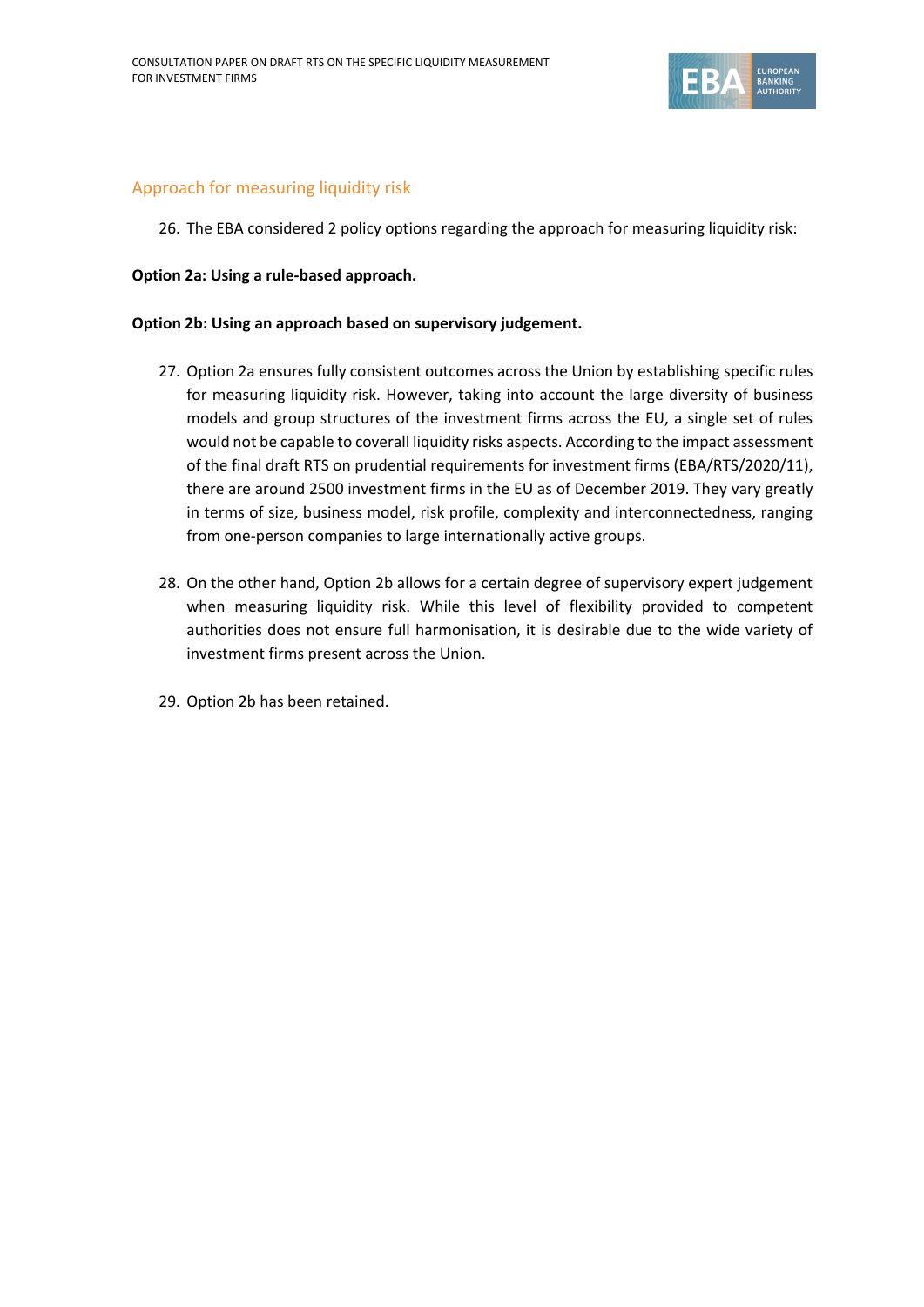## Approach for measuring liquidity risk

26. The EBA considered 2 policy options regarding the approach for measuring liquidity risk:

**Option 2a: Using a rule-based approach.**

**Option 2b: Using an approach based on supervisory judgement.**

27. Option 2a ensures fully consistent outcomes across the Union by establishing specific rules for measuring liquidity risk. However, taking into account the large diversity of business models and group structures of the investment firms across the EU, a single set of rules would not be capable to coverall liquidity risks aspects. According to the impact assessment of the final draft RTS on prudential requirements for investment firms (EBA/RTS/2020/11), there are around 2500 investment firms in the EU as of December 2019. They vary greatly in terms of size, business model, risk profile, complexity and interconnectedness, ranging from one-person companies to large internationally active groups.

28. On the other hand, Option 2b allows for a certain degree of supervisory expert judgement when measuring liquidity risk. While this level of flexibility provided to competent authorities does not ensure full harmonisation, it is desirable due to the wide variety of investment firms present across the Union.

29. Option 2b has been retained.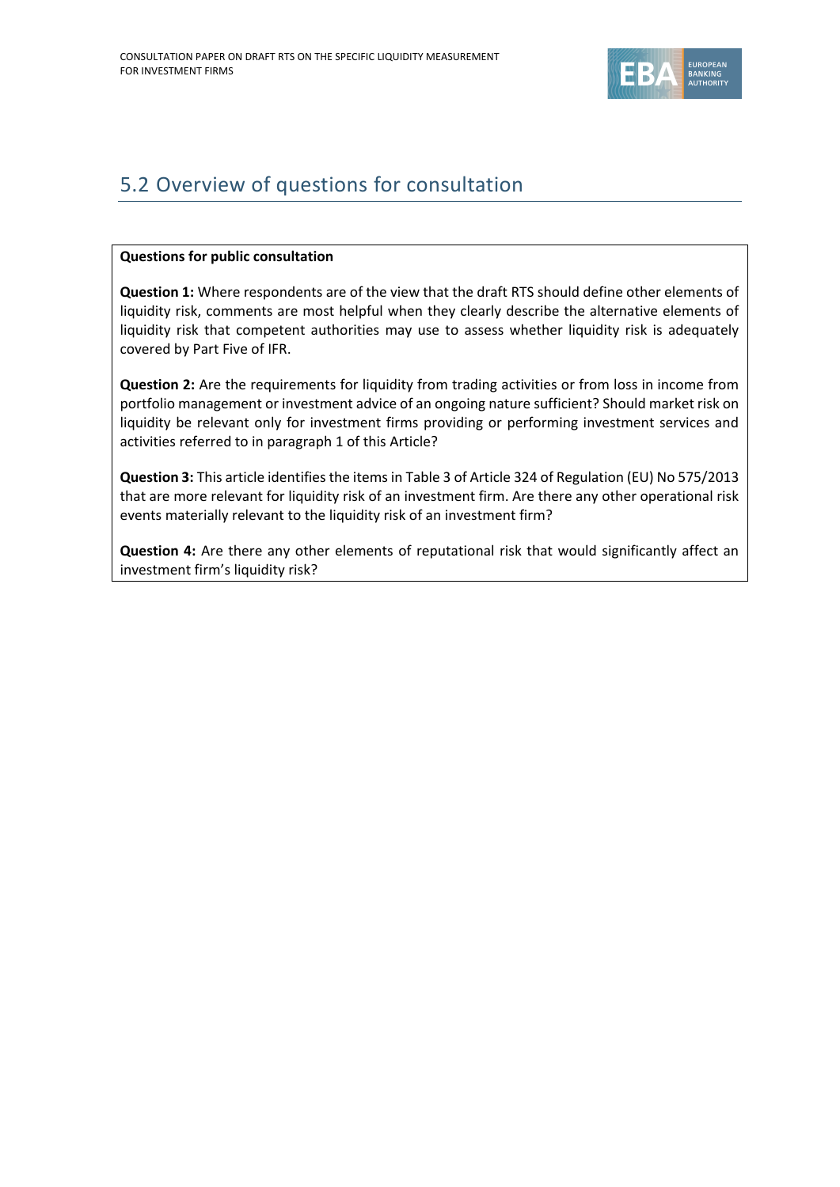## 5.2 Overview of questions for consultation

**Questions for public consultation**

**Question 1:** Where respondents are of the view that the draft RTS should define other elements of liquidity risk, comments are most helpful when they clearly describe the alternative elements of liquidity risk that competent authorities may use to assess whether liquidity risk is adequately covered by Part Five of IFR.

**Question 2:** Are the requirements for liquidity from trading activities or from loss in income from portfolio management or investment advice of an ongoing nature sufficient? Should market risk on liquidity be relevant only for investment firms providing or performing investment services and activities referred to in paragraph 1 of this Article?

**Question 3:** This article identifies the items in Table 3 of Article 324 of Regulation (EU) No 575/2013 that are more relevant for liquidity risk of an investment firm. Are there any other operational risk events materially relevant to the liquidity risk of an investment firm?

**Question 4:** Are there any other elements of reputational risk that would significantly affect an investment firm's liquidity risk?